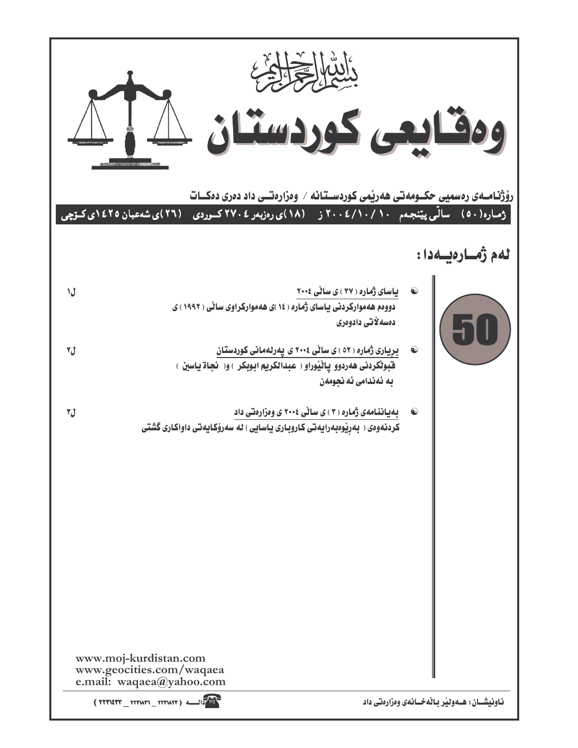بسم الله الرحمن الرحيم

# وەقایعی کوردستان

**رۆژنامەی رەسمیی حکومەتی هەرێمی کوردستانە / وەزارەتی داد دەری دەکات**

**ژمارە(٥٠) سالّی پێنجەم ١٠ /٢٠٠٤/١٠ ز (١٨)ی رەزبەر ٢٧٠٤ کوردی (٢٦)ی شەعبان ١٤٢٥ی کۆچی**

## لەم ژمارەیەدا :

50

- **یاسای ژمارە ( ٣٧ ) ی سالّی ٢٠٠٤** — ل١
  **دووەم هەموارکردنی یاسای ژمارە ( ١٤ )ی هەموارکراوی سالّی ( ١٩٩٢ ) ی دەسەلاّتی دادوەری**

- **بریاری ژمارە ( ٥٢ ) ی سالّی ٢٠٠٤ ی پەرلەمانی کوردستان** — ل٢
  **قبولّکردنی هەردوو پالّێوراو ( عبدالکریم ابوبکر ) و( نجاة یاسین ) بە ئەندامی ئەنجومەن**

- **بەیاننامەی ژمارە ( ٣ ) ی سالّی ٢٠٠٤ ی وەزارەتی داد** — ل٣
  **کردنەوەی ( بەرێوەبەرایەتی کاروباری یاسایی ) لە سەرۆکایەتی داواکاری گشتی**

www.moj-kurdistan.com
www.geocities.com/waqaea
e.mail: waqaea@yahoo.com

ناونیشان : هەولێر بالّەخانەی وەزارەتی داد

دالە ( ٢٢٣١٨٢٣ _ ٢٢٣١٨٣٦ _ ٢٢٣١٤٣٣ )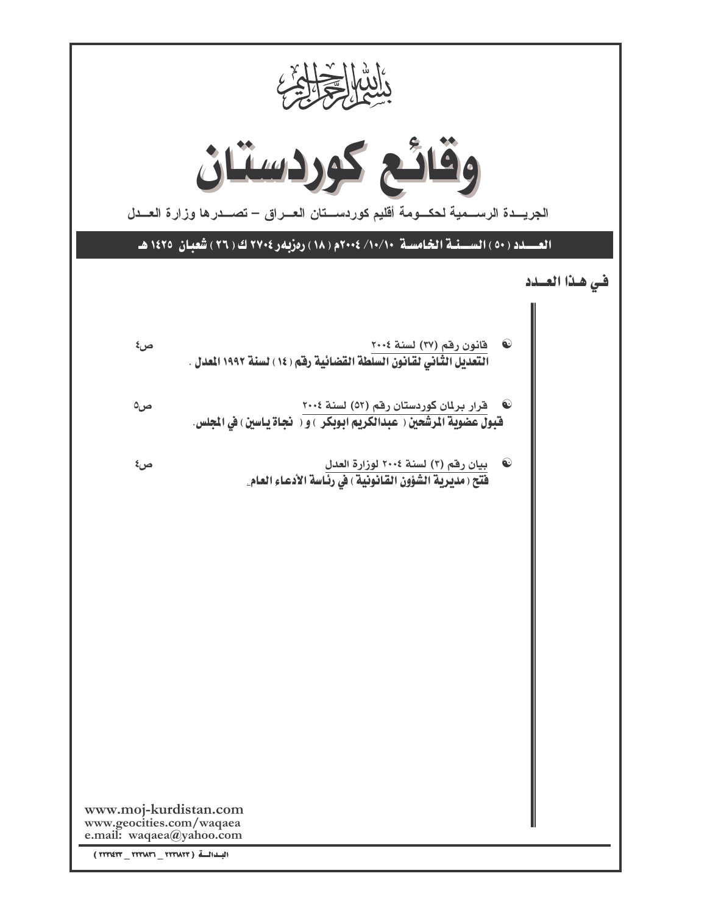بسم الله الرحمن الرحيم

# وقائع كوردستان

الجريدة الرسمية لحكومة أقليم كوردستان العراق – تصدرها وزارة العدل

**العدد (٥٠) السنة الخامسة ١٠/١٠/ ٢٠٠٤م (١٨) رەزبەر ٢٧٠٤ ك (٢٦) شعبان ١٤٢٥ هـ**

## في هذا العدد

- قانون رقم (٣٧) لسنة ٢٠٠٤ — ص٤
  **التعديل الثاني لقانون السلطة القضائية رقم (١٤) لسنة ١٩٩٢ المعدل .**

- قرار برلمان كوردستان رقم (٥٢) لسنة ٢٠٠٤ — ص٥
  **قبول عضوية المرشحين ( عبدالكريم ابوبكر ) و ( نجاة ياسين ) في المجلس.**

- بيان رقم (٣) لسنة ٢٠٠٤ لوزارة العدل — ص٤
  **فتح ( مديرية الشؤون القانونية ) في رئاسة الأدعاء العام.**

www.moj-kurdistan.com
www.geocities.com/waqaea
e.mail: waqaea@yahoo.com

البدالة ( ٢٢٣١٨٢٢ _ ٢٢٣١٨٣١ _ ٢٢٣١٤٣٣ )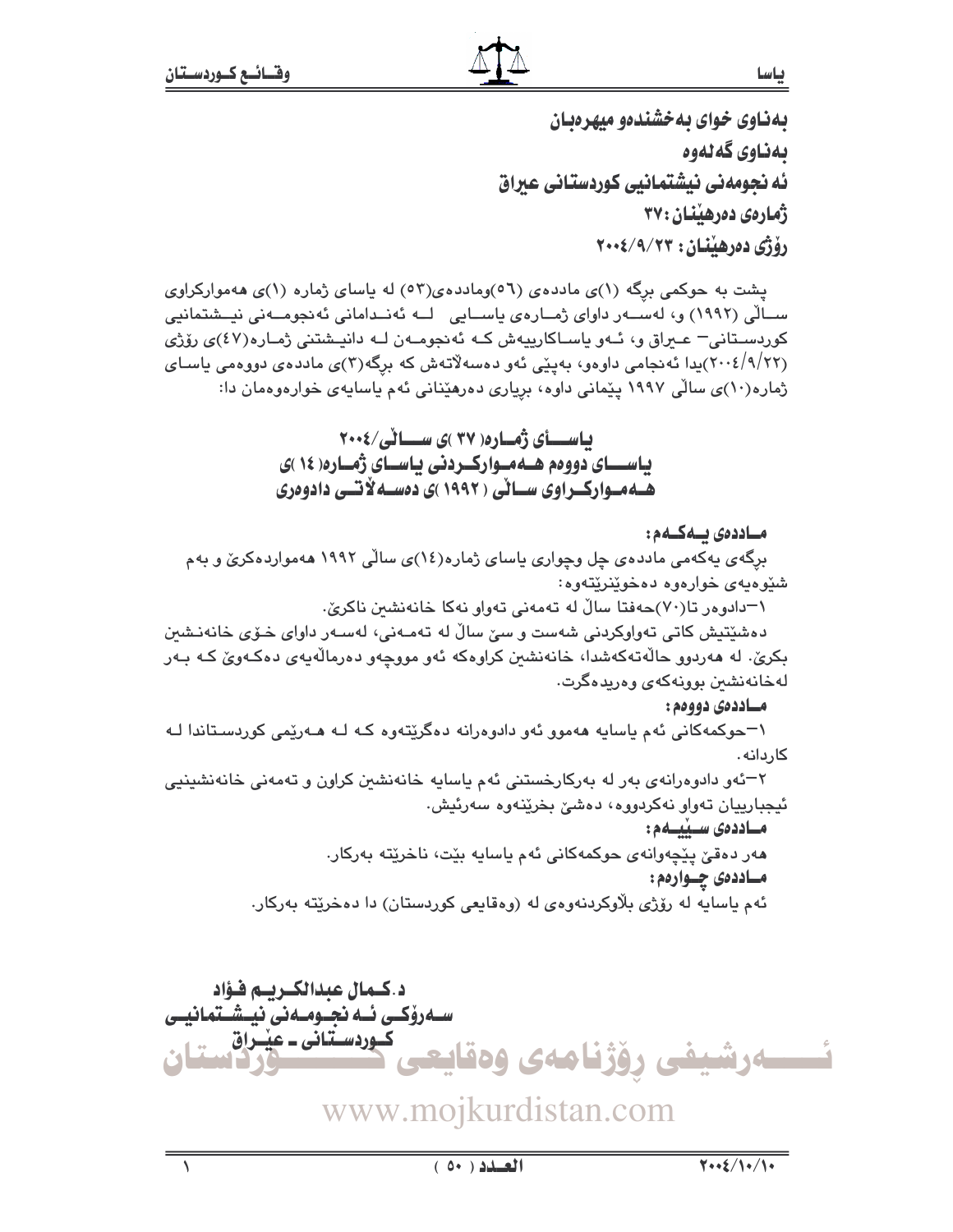بەناوی خوای بەخشندەو میهرەبان

بەناوی گەلەوە

ئەنجومەنی نیشتمانیی کوردستانی عیراق

ژمارەی دەرهێنان: ٣٧

رۆژی دەرهێنان: ٢٠٠٤/٩/٢٣

پشت بە حوکمی برگە (١)ی ماددەی (٥٦)وماددەی(٥٣) لە یاسای ژمارە (١)ی هەموارکراوی سـاڵی (١٩٩٢) و، لەسـەر داوای ژمـارەی یاسـایی لـە ئەنـدامانی ئەنجومـەنی نیـشتمانیی کوردسـتانی– عـیراق و، ئـەو یاسـاکارییەش کـە ئەنجومـەن لـە دانیـشتنی ژمـارە(٤٧)ی رۆژی (٢٠٠٤/٩/٢٢)یدا ئەنجامی داوەو، بەپێی ئەو دەسەڵاتەش کە برگە(٣)ی ماددەی دووەمی یاسـای ژمارە(١٠)ی ساڵی ١٩٩٧ پێمانی داوە، بریاری دەرهێنانی ئەم یاسایەی خوارەوەمان دا:

## یاسـای ژمـارە( ٣٧ )ی سـاڵی/٢٠٠٤
## یاسـای دووەم هەمـوارکـردنی یاسـای ژمـارە( ١٤ )ی هەمـوارکـراوی سـاڵی ( ١٩٩٢ )ی دەسـەڵاتـی دادوەری

**ماددەی یەکەم:**

برگەی یەکەمی ماددەی چل وچواری یاسای ژمارە(١٤)ی ساڵی ١٩٩٢ هەمواردەکرێ و بەم شێوەیەی خوارەوە دەخوێنرێتەوە:

١–دادوەر تا(٧٠)حەفتا ساڵ لە تەمەنی تەواو نەکا خانەنشین ناکرێ.

دەشێتیش کاتی تەواوکردنی شەست و سێ ساڵ لە تەمـەنی، لەسـەر داوای خـۆی خانەنـشین بکرێ. لە هەردوو حاڵەتەکەشدا، خانەنشین کراوەکە ئەو مووچەو دەرماڵەیەی دەکـەوێ کـە بـەر لەخانەنشین بوونەکەی وەریدەگرت.

**ماددەی دووەم:**

١–حوکمەکانی ئەم یاسایە هەموو ئەو دادوەرانە دەگرێتەوە کـە لـە هـەرێمی کوردسـتاندا لـە کاردانە.

٢–ئەو دادوەرانەی بەر لە بەرکارخستنی ئەم یاسایە خانەنشین کراون و تەمەنی خانەنشینیی ئیجبارییان تەواو نەکردووە، دەشێ بخرێنەوە سەرئیش.

**ماددەی سێیەم:**

هەر دەقێ پێچەوانەی حوکمەکانی ئەم یاسایە بێت، ناخرێتە بەرکار.

**ماددەی چوارەم:**

ئەم یاسایە لە رۆژی بڵاوکردنەوەی لە (وەقایعی کوردستان) دا دەخرێتە بەرکار.

**د.کمال عبدالکریم فؤاد**
**سەرۆکی ئەنجومەنی نیشتمانیی کوردستانی ـ عێراق**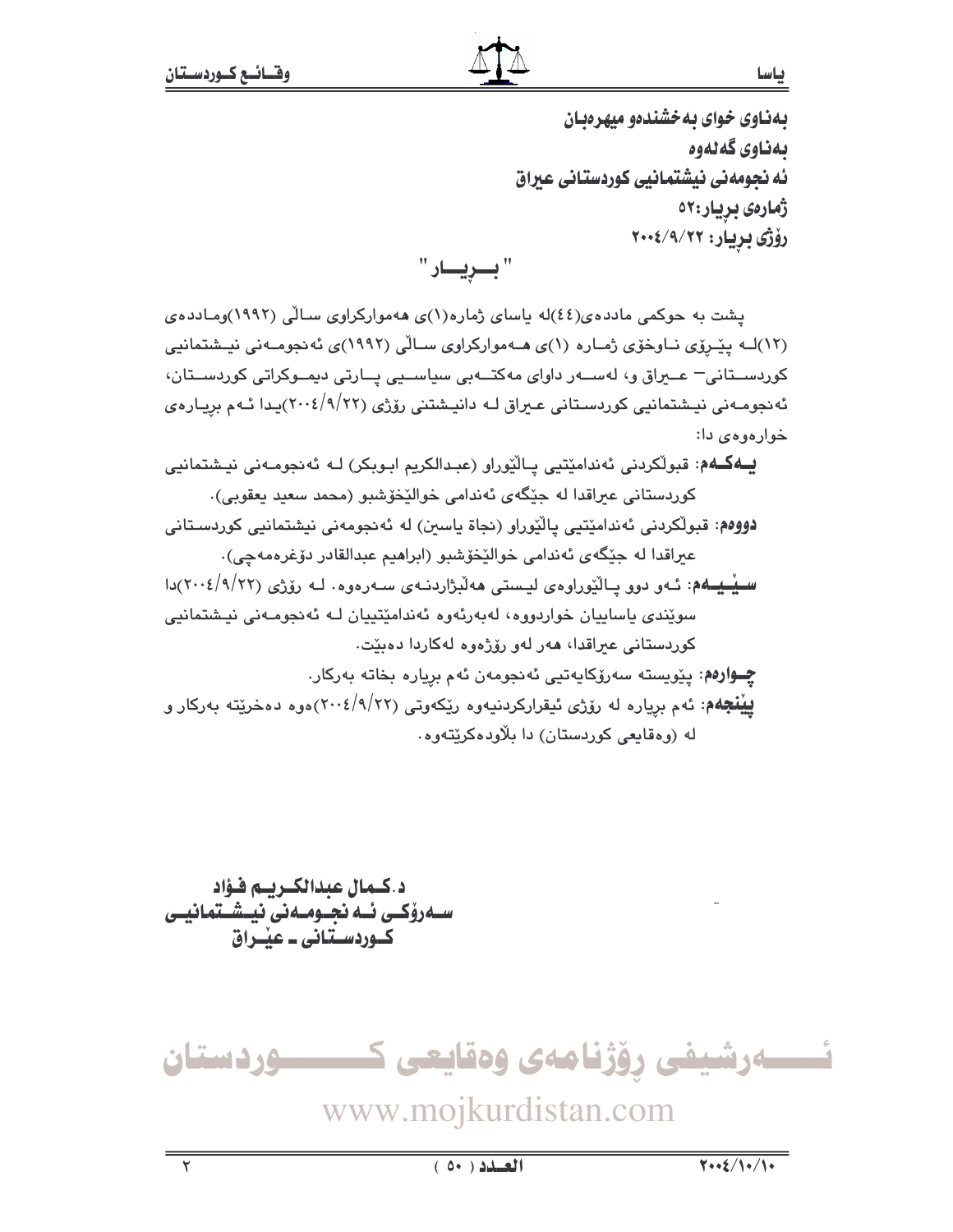بەناوی خوای بەخشندەو میهرەبان

بەناوی گەلەوە

ئەنجومەنی نیشتمانیی کوردستانی عیراق

ژمارەی بڕیار: ٥٢

ڕۆژی بڕیار: ٢٠٠٤/٩/٢٢

## " بـــڕیـــار "

پشت بە حوكمی ماددەی(٤٤)لە یاسای ژمارە(١)ی هەموارکراوی ساڵی (١٩٩٢)ومـاددەی (١٢)لـە پێـڕۆی نـاوخۆی ژمـارە (١)ی هـەموارکراوی سـاڵی (١٩٩٢)ی ئەنجومـەنی نیـشتمانیی کوردسـتانی– عـیراق و، لەسـەر داوای مەکتـەبی سیاسـیی پـارتی دیمـوکراتی کوردسـتان، ئەنجومـەنی نیـشتمانیی کوردسـتانی عـیراق لـە دانیـشتنی ڕۆژی (٢٠٠٤/٩/٢٢)یـدا ئـەم بڕیـارەی خوارەوەی دا:

**یـەکـەم**: قبوڵکردنی ئەندامێتیی پـاڵێوراو (عبـدالکریم ابـوبکر) لـە ئەنجومـەنی نیـشتمانیی کوردستانی عیراقدا لە جێگەی ئەندامی خوالێخۆشبو (محمد سعید یعقوبی).

**دووەم**: قبوڵکردنی ئەندامێتیی پاڵێوراو (نجاة یاسین) لە ئەنجومەنی نیشتمانیی کوردسـتانی عیراقدا لە جێگەی ئەندامی خوالێخۆشبو (ابراهیم عبدالقادر دۆغرەمەچی).

**سـێـیـەم**: ئـەو دوو پـاڵێوراوەی لیـستی هەڵبژاردنـەی سـەرەوە. لـە ڕۆژی (٢٠٠٤/٩/٢٢)دا سوێندی یاساییان خواردووە، لەبەرئەوە ئەندامێتییان لـە ئەنجومـەنی نیـشتمانیی کوردستانی عیراقدا، هەر لەو ڕۆژەوە لەکاردا دەبێت.

**چـوارەم**: پێویستە سەرۆکایەتیی ئەنجومەن ئەم بڕیارە بخاتە بەرکار.

**پێنجەم**: ئەم بڕیارە لە ڕۆژی ئیقرارکردنیەوە ڕێکەوتی (٢٠٠٤/٩/٢٢)ەوە دەخرێتە بەرکار و لە (وەقایعی کوردستان) دا بڵاودەکرێتەوە.

**د.كـمال عبدالكـريـم فـؤاد**
**سـەرۆكـی ئـەنجـومـەنی نیـشـتمانیـی كـوردسـتانی ـ عێـراق**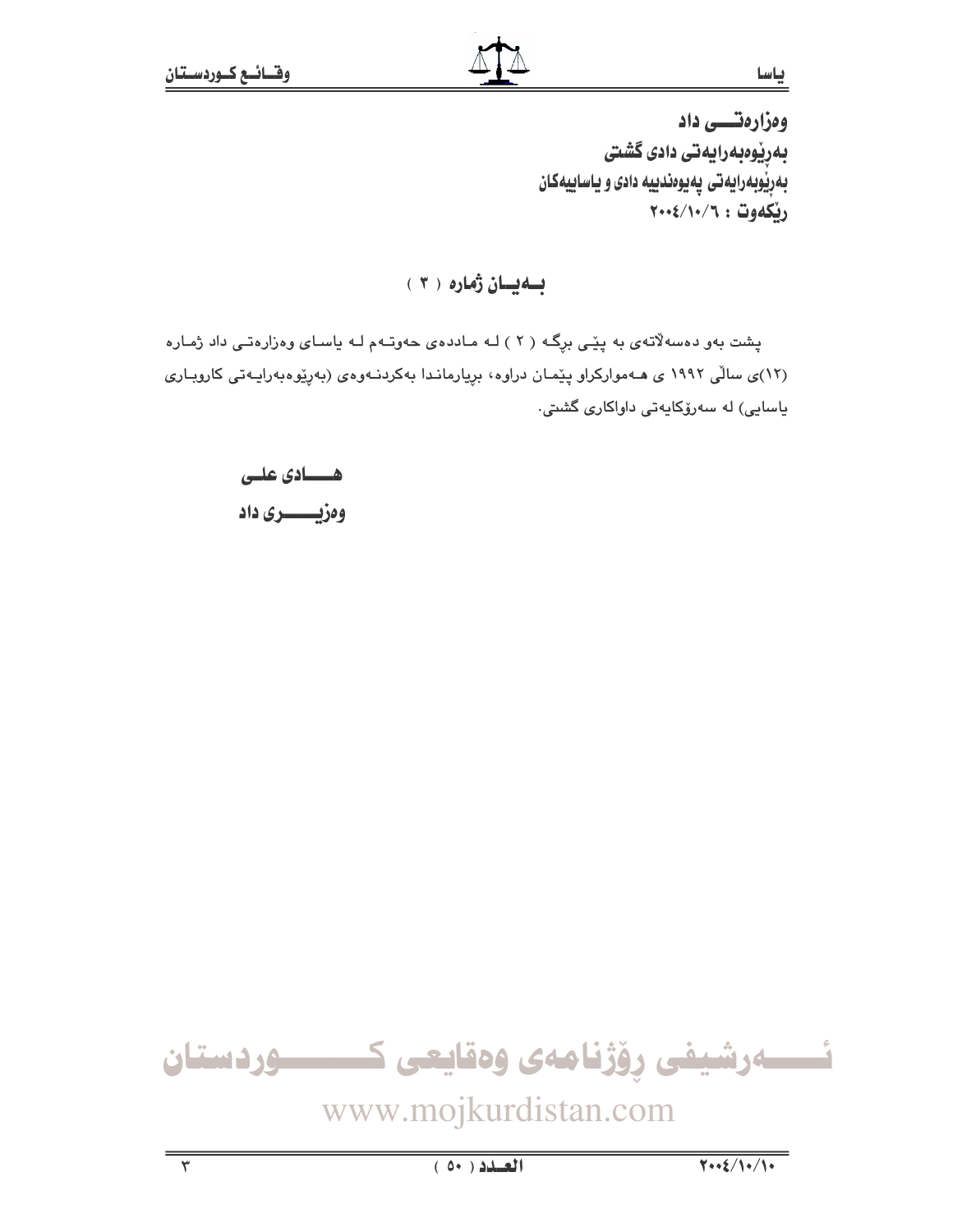وەزارەتـــی داد
بەڕێوەبەرایەتی دادی گشتی
بەڕێوبەرایەتی پەیوەندییە دادی و یاساییەکان
ڕێکەوت : ٢٠٠٤/١٠/٦

## بـەیـان ژمارە ( ٣ )

پشت بەو دەسەڵاتەی بە پێی برگە ( ٢ ) لە ماددەی حەوتەم لە یاسای وەزارەتی داد ژمارە (١٢)ی ساڵی ١٩٩٢ ی هەموارکراو پێمان دراوە، بڕیارماندا بەکردنەوەی (بەڕێوەبەرایەتی کاروباری یاسایی) لە سەرۆکایەتی داواکاری گشتی.

**هـــادی علـی**
**وەزیـــــری داد**

ئـــەرشیفی ڕۆژنامەی وەقایعی کـــــوردستان
www.mojkurdistan.com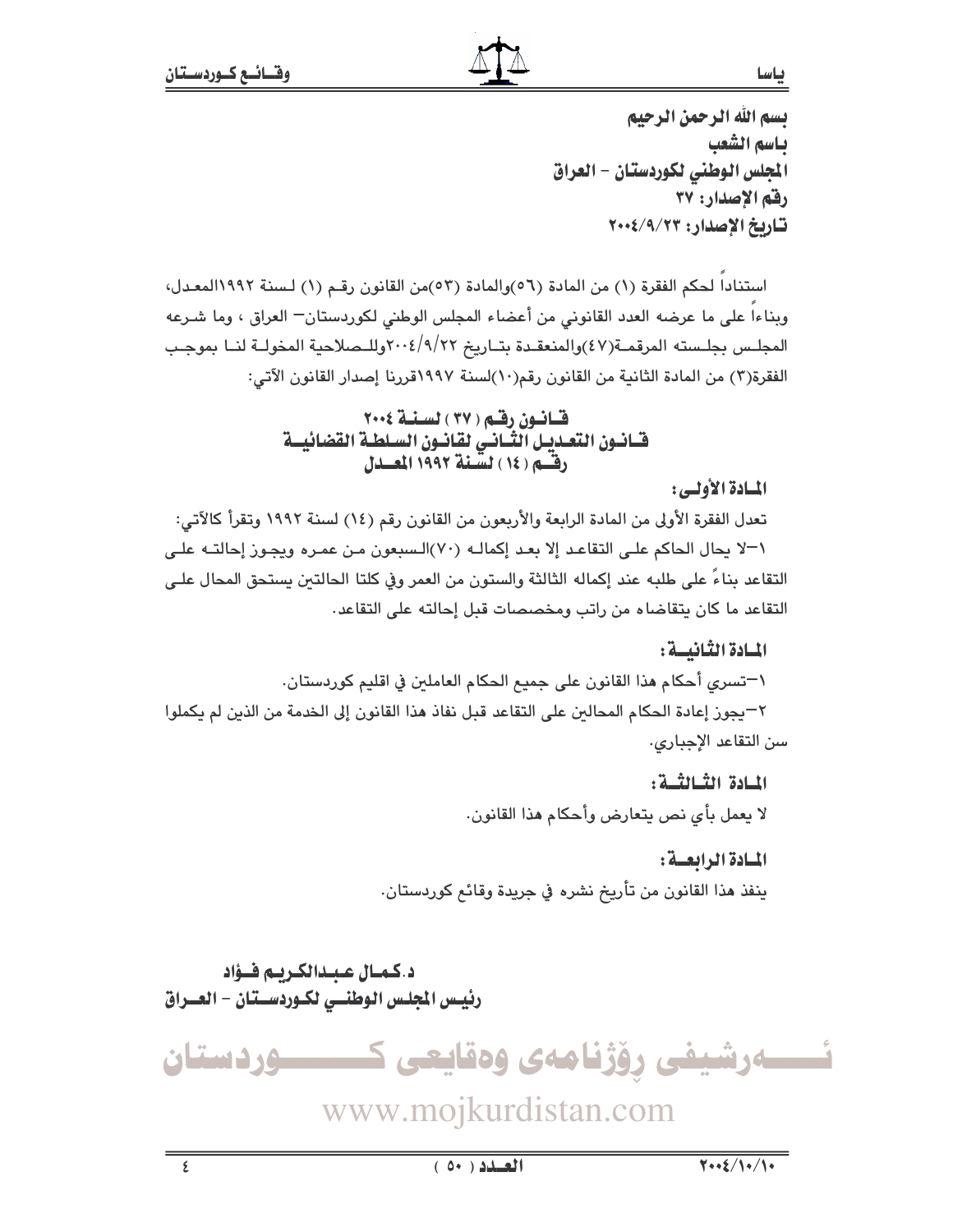بسم الله الرحمن الرحيم
باسم الشعب
المجلس الوطني لكوردستان - العراق
رقم الإصدار: ٣٧
تاريخ الإصدار: ٢٠٠٤/٩/٢٣

استناداً لحكم الفقرة (١) من المادة (٥٦)والمادة (٥٣)من القانون رقم (١) لسنة ١٩٩٢المعدل، وبناءاً على ما عرضه العدد القانوني من أعضاء المجلس الوطني لكوردستان– العراق ، وما شرعه المجلس بجلسته المرقمة(٤٧)والمنعقدة بتاريخ ٢٠٠٤/٩/٢٢وللصلاحية المخولة لنا بموجب الفقرة(٣) من المادة الثانية من القانون رقم(١٠)لسنة ١٩٩٧قررنا إصدار القانون الآتي:

## قانون رقم ( ٣٧ ) لسنة ٢٠٠٤
## قانون التعديل الثاني لقانون السلطة القضائية رقم ( ١٤ ) لسنة ١٩٩٢ المعدل

**المادة الأولى:**

تعدل الفقرة الأولى من المادة الرابعة والأربعون من القانون رقم (١٤) لسنة ١٩٩٢ وتقرأ كالآتي:

١–لا يحال الحاكم على التقاعد إلا بعد إكماله (٧٠)السبعون من عمره ويجوز إحالته على التقاعد بناءً على طلبه عند إكماله الثالثة والستون من العمر وفي كلتا الحالتين يستحق المحال على التقاعد ما كان يتقاضاه من راتب ومخصصات قبل إحالته على التقاعد.

**المادة الثانية:**

١–تسري أحكام هذا القانون على جميع الحكام العاملين في اقليم كوردستان.

٢–يجوز إعادة الحكام المحالين على التقاعد قبل نفاذ هذا القانون إلى الخدمة من الذين لم يكملوا سن التقاعد الإجباري.

**المادة الثالثة:**

لا يعمل بأي نص يتعارض وأحكام هذا القانون.

**المادة الرابعة:**

ينفذ هذا القانون من تأريخ نشره في جريدة وقائع كوردستان.

**د.كمال عبدالكريم فؤاد**
**رئيس المجلس الوطني لكوردستان - العراق**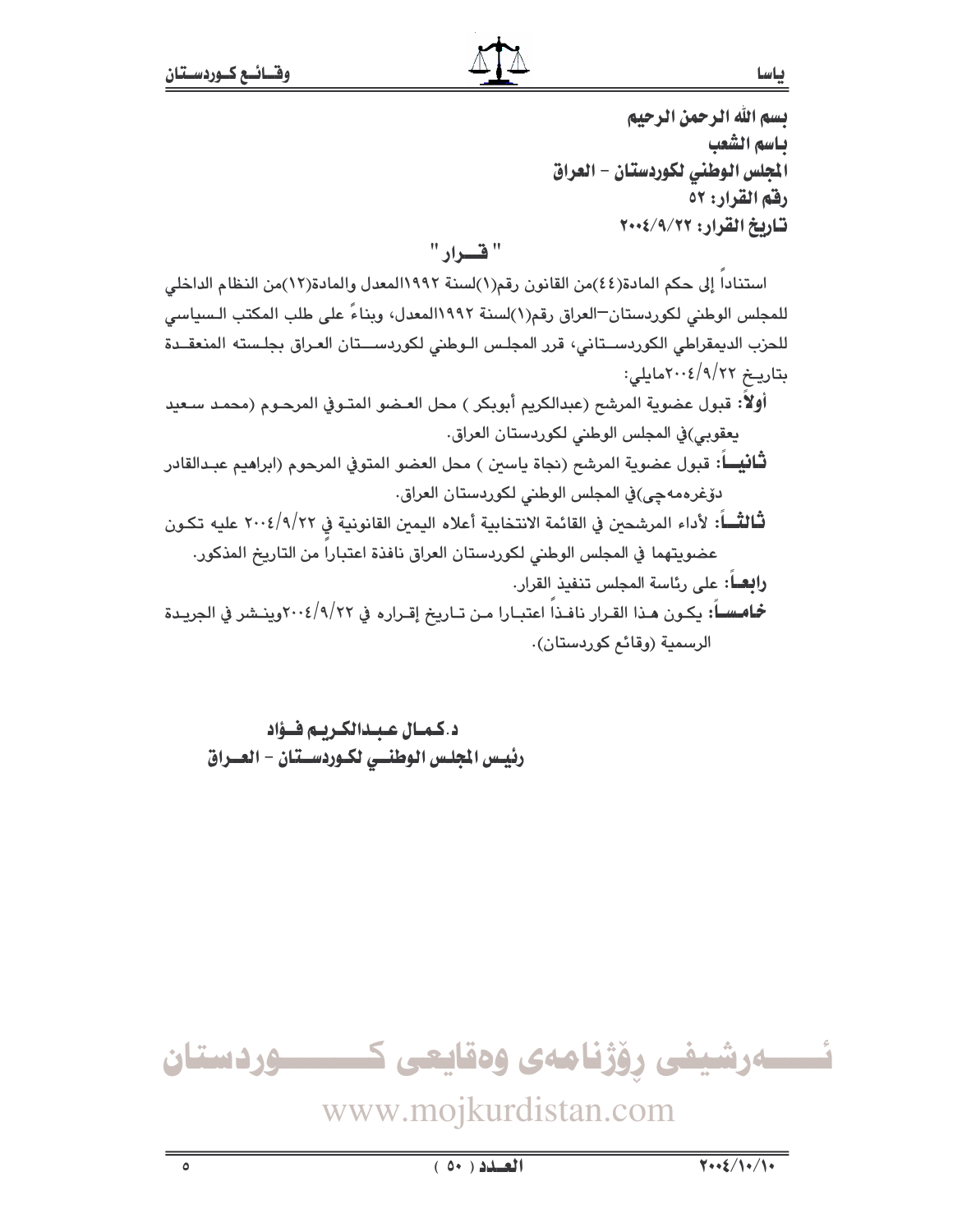بسم الله الرحمن الرحيم
باسم الشعب
المجلس الوطني لكوردستان - العراق
رقم القرار: ٥٢
تاريخ القرار: ٢٠٠٤/٩/٢٢

## " قـــرار "

استناداً إلى حكم المادة(٤٤)من القانون رقم(١)لسنة ١٩٩٢المعدل والمادة(١٢)من النظام الداخلي للمجلس الوطني لكوردستان–العراق رقم(١)لسنة ١٩٩٢المعدل، وبناءً على طلب المكتب السياسي للحزب الديمقراطي الكوردستاني، قرر المجلس الوطني لكوردستان العراق بجلسته المنعقدة بتاريخ ٢٠٠٤/٩/٢٢مايلي:

**أولاً**: قبول عضوية المرشح (عبدالكريم أبوبكر ) محل العضو المتوفي المرحوم (محمد سعيد يعقوبي)في المجلس الوطني لكوردستان العراق.

**ثانيــاً**: قبول عضوية المرشح (نجاة ياسين ) محل العضو المتوفي المرحوم (ابراهيم عبدالقادر دۆغرەمەچی)في المجلس الوطني لكوردستان العراق.

**ثالثــاً**: لأداء المرشحين في القائمة الانتخابية أعلاه اليمين القانونية في ٢٠٠٤/٩/٢٢ عليه تكون عضويتهما في المجلس الوطني لكوردستان العراق نافذة اعتباراً من التاريخ المذكور.

**رابعــاً**: على رئاسة المجلس تنفيذ القرار.

**خامســاً**: يكون هذا القرار نافذاً اعتبارا من تاريخ إقراره في ٢٠٠٤/٩/٢٢وينشر في الجريدة الرسمية (وقائع كوردستان).

**د.كمال عبدالكريم فؤاد**
**رئيس المجلس الوطني لكوردستان - العراق**